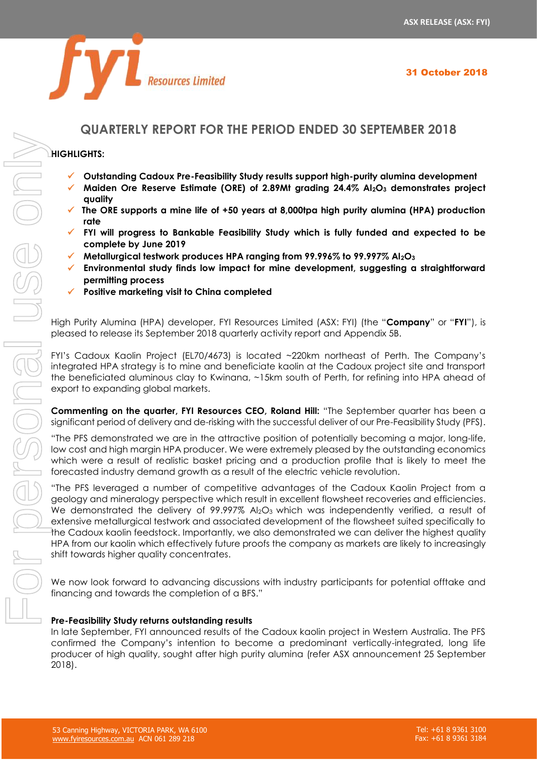ASX RELEASE (ASX: FYI)

31 October 2018

# QUARTERLY REPORT FOR THE PERIOD ENDED 30 SEPTEMBER 2018

**HIGHLIGHTS:**

- ✓ **Outstanding Cadoux Pre-Feasibility Study results support high-purity alumina development**
- ✓ **Maiden Ore Reserve Estimate (ORE) of 2.89Mt grading 24.4% $Al_2O_3$ demonstrates project quality**
- ✓ **The ORE supports a mine life of +50 years at 8,000tpa high purity alumina (HPA) production rate**
- ✓ **FYI will progress to Bankable Feasibility Study which is fully funded and expected to be complete by June 2019**
- ✓ **Metallurgical testwork produces HPA ranging from 99.996% to 99.997% $Al_2O_3$**
- ✓ **Environmental study finds low impact for mine development, suggesting a straightforward permitting process**
- ✓ **Positive marketing visit to China completed**

High Purity Alumina (HPA) developer, FYI Resources Limited (ASX: FYI) (the "**Company**" or "**FYI**"), is pleased to release its September 2018 quarterly activity report and Appendix 5B.

FYI's Cadoux Kaolin Project (EL70/4673) is located ~220km northeast of Perth. The Company's integrated HPA strategy is to mine and beneficiate kaolin at the Cadoux project site and transport the beneficiated aluminous clay to Kwinana, ~15km south of Perth, for refining into HPA ahead of export to expanding global markets.

**Commenting on the quarter, FYI Resources CEO, Roland Hill:** "The September quarter has been a significant period of delivery and de-risking with the successful deliver of our Pre-Feasibility Study (PFS).

"The PFS demonstrated we are in the attractive position of potentially becoming a major, long-life, low cost and high margin HPA producer. We were extremely pleased by the outstanding economics which were a result of realistic basket pricing and a production profile that is likely to meet the forecasted industry demand growth as a result of the electric vehicle revolution.

"The PFS leveraged a number of competitive advantages of the Cadoux Kaolin Project from a geology and mineralogy perspective which result in excellent flowsheet recoveries and efficiencies. We demonstrated the delivery of 99.997% $Al_2O_3$ which was independently verified, a result of extensive metallurgical testwork and associated development of the flowsheet suited specifically to the Cadoux kaolin feedstock. Importantly, we also demonstrated we can deliver the highest quality HPA from our kaolin which effectively future proofs the company as markets are likely to increasingly shift towards higher quality concentrates.

We now look forward to advancing discussions with industry participants for potential offtake and financing and towards the completion of a BFS."

**Pre-Feasibility Study returns outstanding results**

In late September, FYI announced results of the Cadoux kaolin project in Western Australia. The PFS confirmed the Company's intention to become a predominant vertically-integrated, long life producer of high quality, sought after high purity alumina (refer ASX announcement 25 September 2018).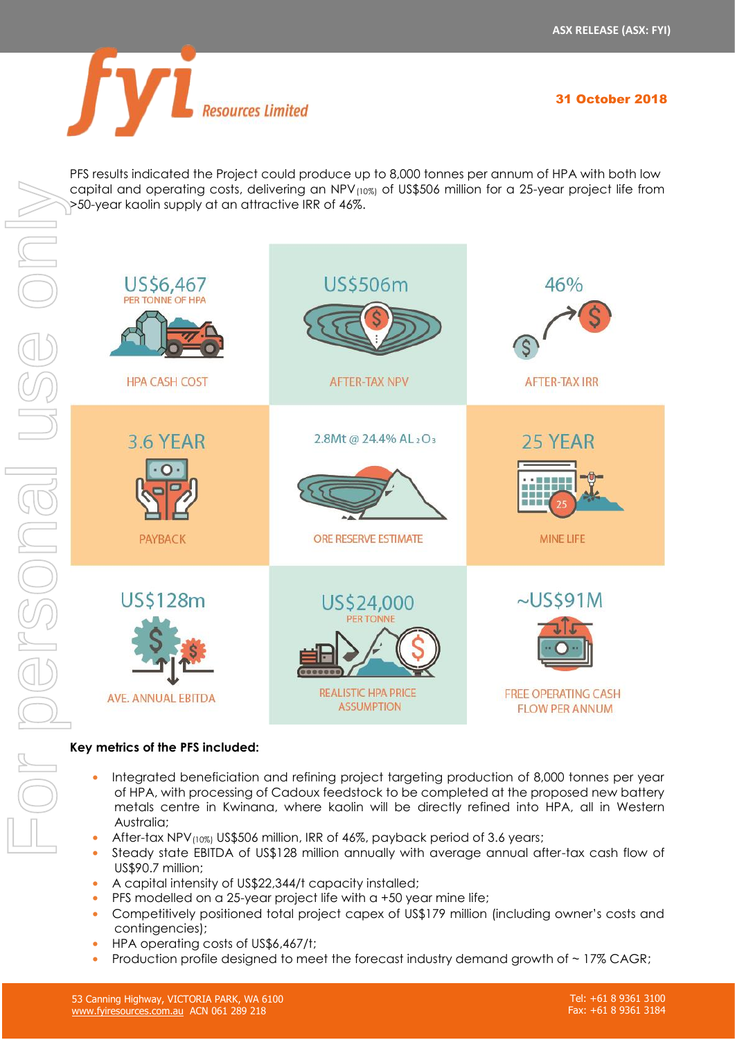PFS results indicated the Project could produce up to 8,000 tonnes per annum of HPA with both low capital and operating costs, delivering an NPV$_{(10\%)}$ of US$506 million for a 25-year project life from >50-year kaolin supply at an attractive IRR of 46%.

| | | |
|---|---|---|
| US$6,467 PER TONNE OF HPA<br>HPA CASH COST | US$506m<br>AFTER-TAX NPV | 46%<br>AFTER-TAX IRR |
| 3.6 YEAR<br>PAYBACK | 2.8Mt @ 24.4% $AL_2O_3$<br>ORE RESERVE ESTIMATE | 25 YEAR<br>MINE LIFE |
| US$128m<br>AVE. ANNUAL EBITDA | US$24,000 PER TONNE<br>REALISTIC HPA PRICE ASSUMPTION | ~US$91M<br>FREE OPERATING CASH FLOW PER ANNUM |

**Key metrics of the PFS included:**

- Integrated beneficiation and refining project targeting production of 8,000 tonnes per year of HPA, with processing of Cadoux feedstock to be completed at the proposed new battery metals centre in Kwinana, where kaolin will be directly refined into HPA, all in Western Australia;
- After-tax NPV$_{(10\%)}$ US$506 million, IRR of 46%, payback period of 3.6 years;
- Steady state EBITDA of US$128 million annually with average annual after-tax cash flow of US$90.7 million;
- A capital intensity of US$22,344/t capacity installed;
- PFS modelled on a 25-year project life with a +50 year mine life;
- Competitively positioned total project capex of US$179 million (including owner's costs and contingencies);
- HPA operating costs of US$6,467/t;
- Production profile designed to meet the forecast industry demand growth of ~ 17% CAGR;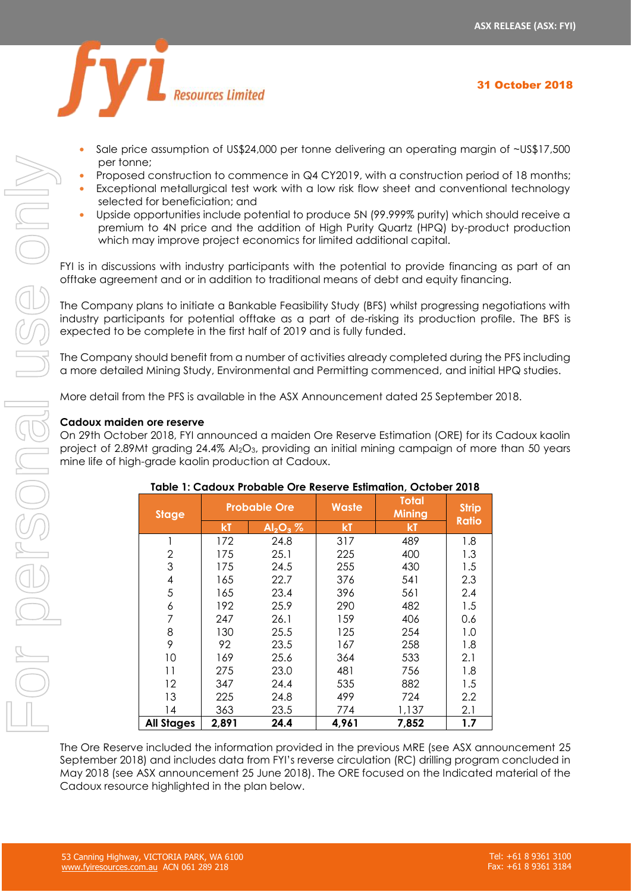- Sale price assumption of US$24,000 per tonne delivering an operating margin of ~US$17,500 per tonne;
- Proposed construction to commence in Q4 CY2019, with a construction period of 18 months;
- Exceptional metallurgical test work with a low risk flow sheet and conventional technology selected for beneficiation; and
- Upside opportunities include potential to produce 5N (99.999% purity) which should receive a premium to 4N price and the addition of High Purity Quartz (HPQ) by-product production which may improve project economics for limited additional capital.

FYI is in discussions with industry participants with the potential to provide financing as part of an offtake agreement and or in addition to traditional means of debt and equity financing.

The Company plans to initiate a Bankable Feasibility Study (BFS) whilst progressing negotiations with industry participants for potential offtake as a part of de-risking its production profile. The BFS is expected to be complete in the first half of 2019 and is fully funded.

The Company should benefit from a number of activities already completed during the PFS including a more detailed Mining Study, Environmental and Permitting commenced, and initial HPQ studies.

More detail from the PFS is available in the ASX Announcement dated 25 September 2018.

**Cadoux maiden ore reserve**

On 29th October 2018, FYI announced a maiden Ore Reserve Estimation (ORE) for its Cadoux kaolin project of 2.89Mt grading 24.4% $Al_2O_3$, providing an initial mining campaign of more than 50 years mine life of high-grade kaolin production at Cadoux.

**Table 1: Cadoux Probable Ore Reserve Estimation, October 2018**

| Stage | Probable Ore | | Waste | Total Mining | Strip Ratio |
|---|---|---|---|---|---|
| | kT | $Al_2O_3$ % | kT | kT | |
| 1 | 172 | 24.8 | 317 | 489 | 1.8 |
| 2 | 175 | 25.1 | 225 | 400 | 1.3 |
| 3 | 175 | 24.5 | 255 | 430 | 1.5 |
| 4 | 165 | 22.7 | 376 | 541 | 2.3 |
| 5 | 165 | 23.4 | 396 | 561 | 2.4 |
| 6 | 192 | 25.9 | 290 | 482 | 1.5 |
| 7 | 247 | 26.1 | 159 | 406 | 0.6 |
| 8 | 130 | 25.5 | 125 | 254 | 1.0 |
| 9 | 92 | 23.5 | 167 | 258 | 1.8 |
| 10 | 169 | 25.6 | 364 | 533 | 2.1 |
| 11 | 275 | 23.0 | 481 | 756 | 1.8 |
| 12 | 347 | 24.4 | 535 | 882 | 1.5 |
| 13 | 225 | 24.8 | 499 | 724 | 2.2 |
| 14 | 363 | 23.5 | 774 | 1,137 | 2.1 |
| **All Stages** | **2,891** | **24.4** | **4,961** | **7,852** | **1.7** |

The Ore Reserve included the information provided in the previous MRE (see ASX announcement 25 September 2018) and includes data from FYI's reverse circulation (RC) drilling program concluded in May 2018 (see ASX announcement 25 June 2018). The ORE focused on the Indicated material of the Cadoux resource highlighted in the plan below.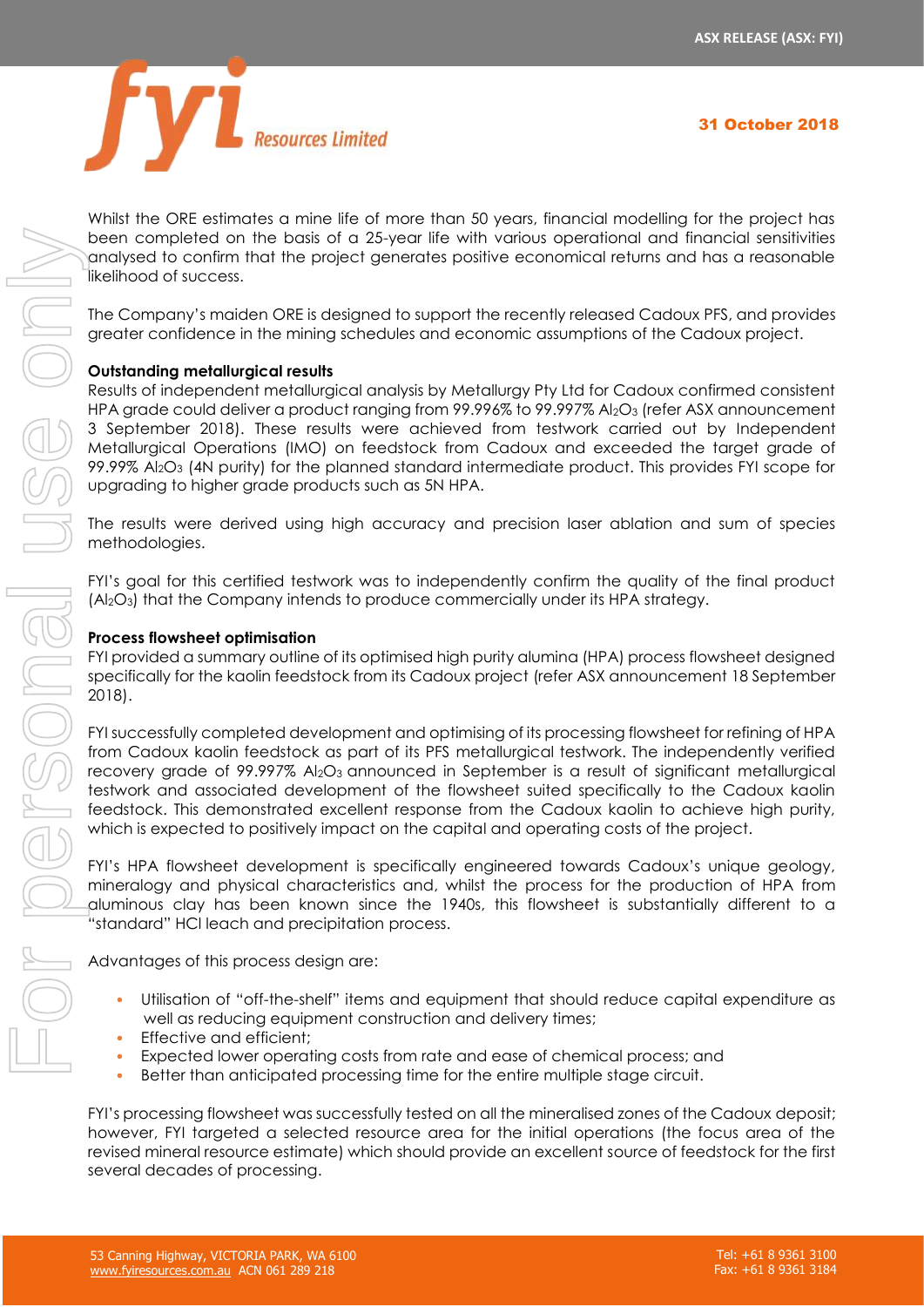Whilst the ORE estimates a mine life of more than 50 years, financial modelling for the project has been completed on the basis of a 25-year life with various operational and financial sensitivities analysed to confirm that the project generates positive economical returns and has a reasonable likelihood of success.

The Company's maiden ORE is designed to support the recently released Cadoux PFS, and provides greater confidence in the mining schedules and economic assumptions of the Cadoux project.

**Outstanding metallurgical results**

Results of independent metallurgical analysis by Metallurgy Pty Ltd for Cadoux confirmed consistent HPA grade could deliver a product ranging from 99.996% to 99.997% $Al_2O_3$ (refer ASX announcement 3 September 2018). These results were achieved from testwork carried out by Independent Metallurgical Operations (IMO) on feedstock from Cadoux and exceeded the target grade of 99.99% $Al_2O_3$ (4N purity) for the planned standard intermediate product. This provides FYI scope for upgrading to higher grade products such as 5N HPA.

The results were derived using high accuracy and precision laser ablation and sum of species methodologies.

FYI's goal for this certified testwork was to independently confirm the quality of the final product ($Al_2O_3$) that the Company intends to produce commercially under its HPA strategy.

**Process flowsheet optimisation**

FYI provided a summary outline of its optimised high purity alumina (HPA) process flowsheet designed specifically for the kaolin feedstock from its Cadoux project (refer ASX announcement 18 September 2018).

FYI successfully completed development and optimising of its processing flowsheet for refining of HPA from Cadoux kaolin feedstock as part of its PFS metallurgical testwork. The independently verified recovery grade of 99.997% $Al_2O_3$ announced in September is a result of significant metallurgical testwork and associated development of the flowsheet suited specifically to the Cadoux kaolin feedstock. This demonstrated excellent response from the Cadoux kaolin to achieve high purity, which is expected to positively impact on the capital and operating costs of the project.

FYI's HPA flowsheet development is specifically engineered towards Cadoux's unique geology, mineralogy and physical characteristics and, whilst the process for the production of HPA from aluminous clay has been known since the 1940s, this flowsheet is substantially different to a "standard" HCl leach and precipitation process.

Advantages of this process design are:

- Utilisation of "off-the-shelf" items and equipment that should reduce capital expenditure as well as reducing equipment construction and delivery times;
- Effective and efficient;
- Expected lower operating costs from rate and ease of chemical process; and
- Better than anticipated processing time for the entire multiple stage circuit.

FYI's processing flowsheet was successfully tested on all the mineralised zones of the Cadoux deposit; however, FYI targeted a selected resource area for the initial operations (the focus area of the revised mineral resource estimate) which should provide an excellent source of feedstock for the first several decades of processing.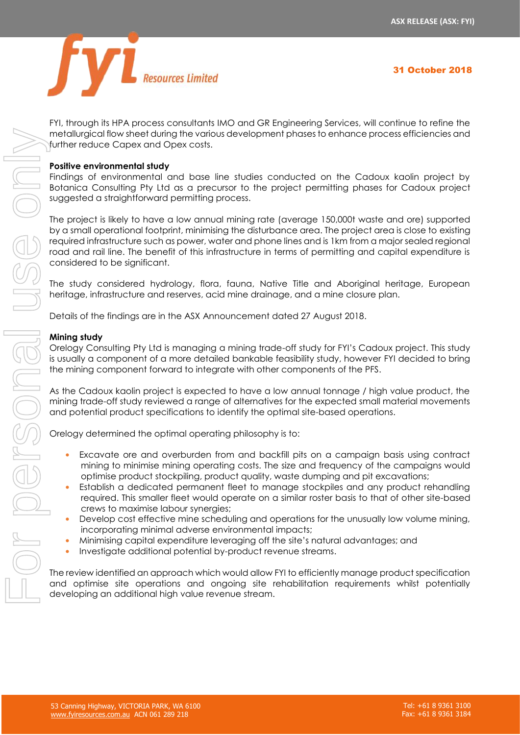FYI, through its HPA process consultants IMO and GR Engineering Services, will continue to refine the metallurgical flow sheet during the various development phases to enhance process efficiencies and further reduce Capex and Opex costs.

**Positive environmental study**

Findings of environmental and base line studies conducted on the Cadoux kaolin project by Botanica Consulting Pty Ltd as a precursor to the project permitting phases for Cadoux project suggested a straightforward permitting process.

The project is likely to have a low annual mining rate (average 150,000t waste and ore) supported by a small operational footprint, minimising the disturbance area. The project area is close to existing required infrastructure such as power, water and phone lines and is 1km from a major sealed regional road and rail line. The benefit of this infrastructure in terms of permitting and capital expenditure is considered to be significant.

The study considered hydrology, flora, fauna, Native Title and Aboriginal heritage, European heritage, infrastructure and reserves, acid mine drainage, and a mine closure plan.

Details of the findings are in the ASX Announcement dated 27 August 2018.

**Mining study**

Orelogy Consulting Pty Ltd is managing a mining trade-off study for FYI's Cadoux project. This study is usually a component of a more detailed bankable feasibility study, however FYI decided to bring the mining component forward to integrate with other components of the PFS.

As the Cadoux kaolin project is expected to have a low annual tonnage / high value product, the mining trade-off study reviewed a range of alternatives for the expected small material movements and potential product specifications to identify the optimal site-based operations.

Orelogy determined the optimal operating philosophy is to:

- Excavate ore and overburden from and backfill pits on a campaign basis using contract mining to minimise mining operating costs. The size and frequency of the campaigns would optimise product stockpiling, product quality, waste dumping and pit excavations;
- Establish a dedicated permanent fleet to manage stockpiles and any product rehandling required. This smaller fleet would operate on a similar roster basis to that of other site-based crews to maximise labour synergies;
- Develop cost effective mine scheduling and operations for the unusually low volume mining, incorporating minimal adverse environmental impacts;
- Minimising capital expenditure leveraging off the site's natural advantages; and
- Investigate additional potential by-product revenue streams.

The review identified an approach which would allow FYI to efficiently manage product specification and optimise site operations and ongoing site rehabilitation requirements whilst potentially developing an additional high value revenue stream.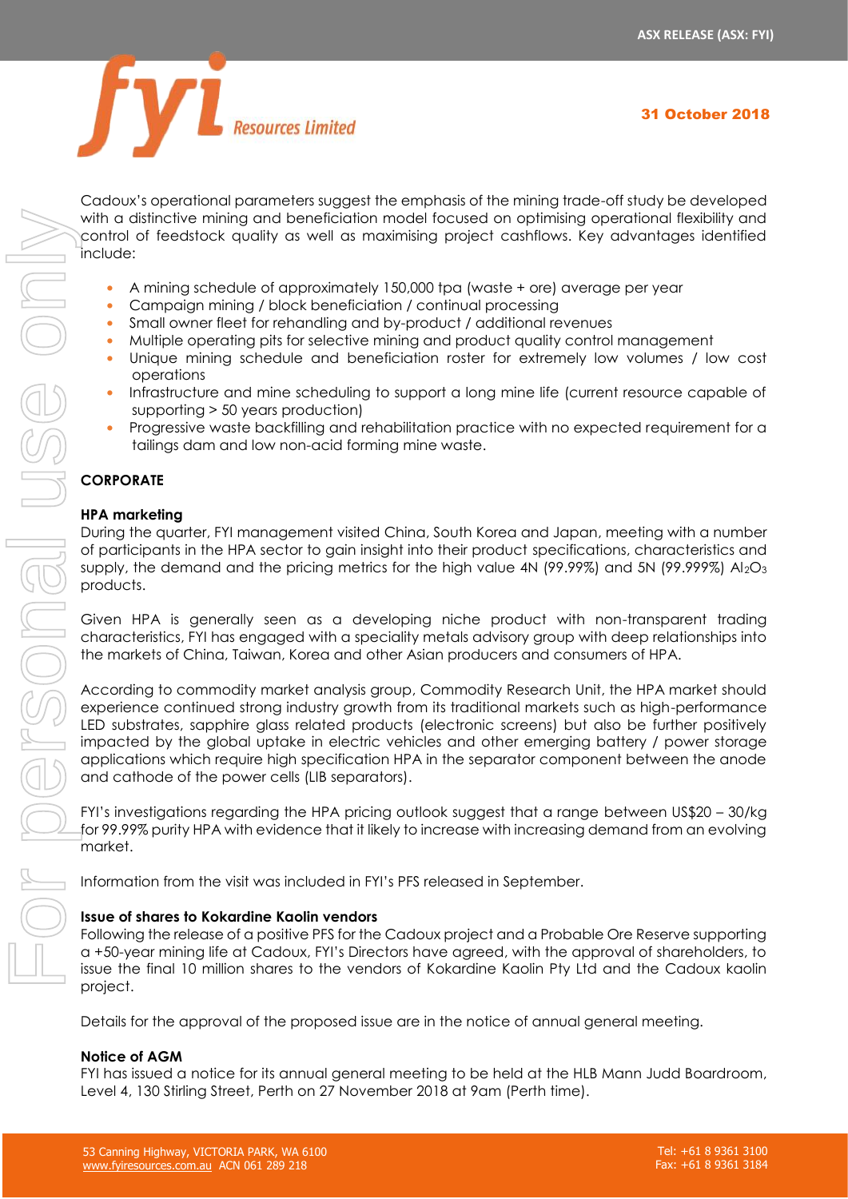Cadoux's operational parameters suggest the emphasis of the mining trade-off study be developed with a distinctive mining and beneficiation model focused on optimising operational flexibility and control of feedstock quality as well as maximising project cashflows. Key advantages identified include:

- A mining schedule of approximately 150,000 tpa (waste + ore) average per year
- Campaign mining / block beneficiation / continual processing
- Small owner fleet for rehandling and by-product / additional revenues
- Multiple operating pits for selective mining and product quality control management
- Unique mining schedule and beneficiation roster for extremely low volumes / low cost operations
- Infrastructure and mine scheduling to support a long mine life (current resource capable of supporting > 50 years production)
- Progressive waste backfilling and rehabilitation practice with no expected requirement for a tailings dam and low non-acid forming mine waste.

## CORPORATE

### HPA marketing

During the quarter, FYI management visited China, South Korea and Japan, meeting with a number of participants in the HPA sector to gain insight into their product specifications, characteristics and supply, the demand and the pricing metrics for the high value 4N (99.99%) and 5N (99.999%) $Al_2O_3$ products.

Given HPA is generally seen as a developing niche product with non-transparent trading characteristics, FYI has engaged with a speciality metals advisory group with deep relationships into the markets of China, Taiwan, Korea and other Asian producers and consumers of HPA.

According to commodity market analysis group, Commodity Research Unit, the HPA market should experience continued strong industry growth from its traditional markets such as high-performance LED substrates, sapphire glass related products (electronic screens) but also be further positively impacted by the global uptake in electric vehicles and other emerging battery / power storage applications which require high specification HPA in the separator component between the anode and cathode of the power cells (LIB separators).

FYI's investigations regarding the HPA pricing outlook suggest that a range between US$20 – 30/kg for 99.99% purity HPA with evidence that it likely to increase with increasing demand from an evolving market.

Information from the visit was included in FYI's PFS released in September.

### Issue of shares to Kokardine Kaolin vendors

Following the release of a positive PFS for the Cadoux project and a Probable Ore Reserve supporting a +50-year mining life at Cadoux, FYI's Directors have agreed, with the approval of shareholders, to issue the final 10 million shares to the vendors of Kokardine Kaolin Pty Ltd and the Cadoux kaolin project.

Details for the approval of the proposed issue are in the notice of annual general meeting.

### Notice of AGM

FYI has issued a notice for its annual general meeting to be held at the HLB Mann Judd Boardroom, Level 4, 130 Stirling Street, Perth on 27 November 2018 at 9am (Perth time).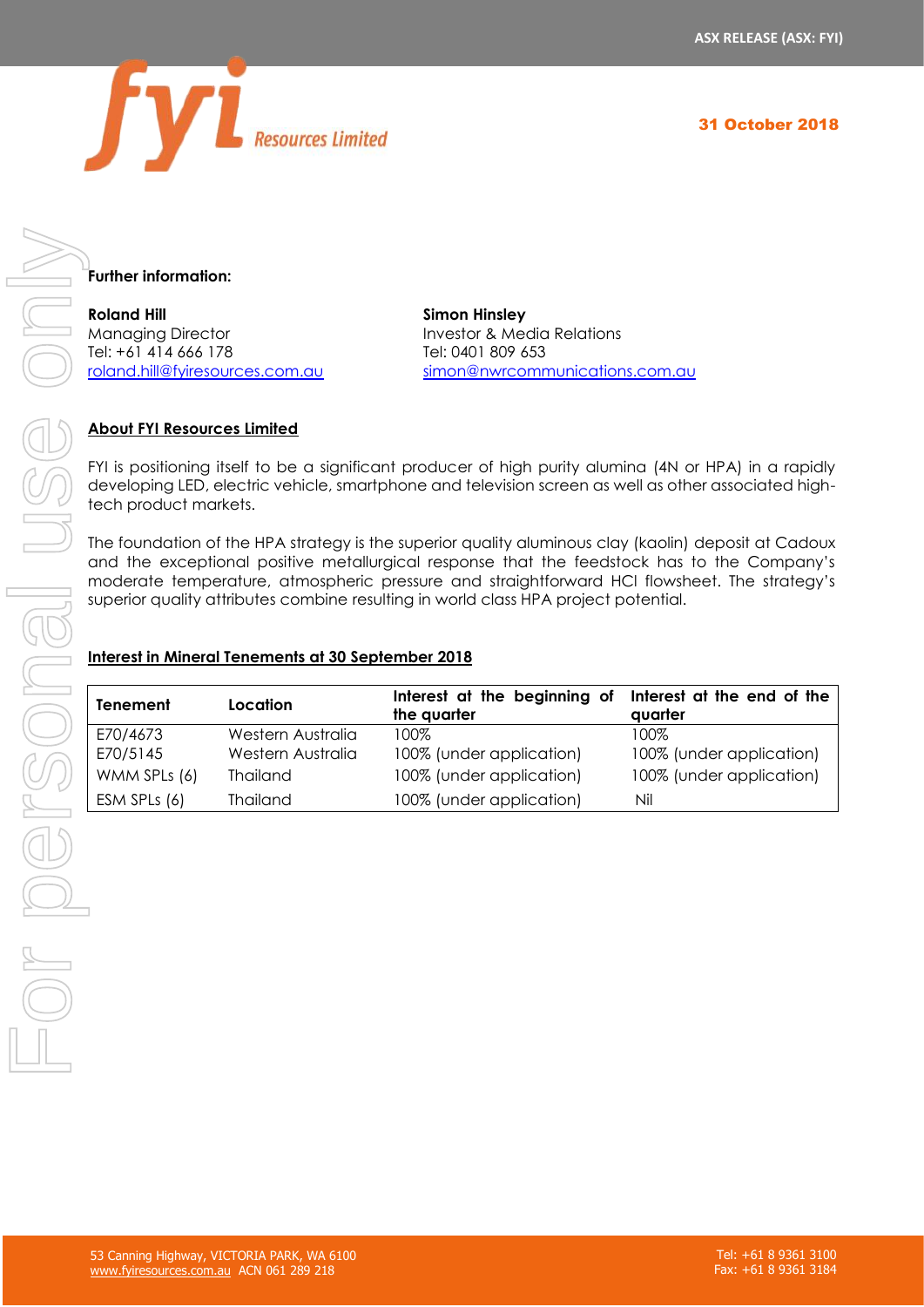**Further information:**

**Roland Hill**
Managing Director
Tel: +61 414 666 178
roland.hill@fyiresources.com.au

**Simon Hinsley**
Investor & Media Relations
Tel: 0401 809 653
simon@nwrcommunications.com.au

## About FYI Resources Limited

FYI is positioning itself to be a significant producer of high purity alumina (4N or HPA) in a rapidly developing LED, electric vehicle, smartphone and television screen as well as other associated high-tech product markets.

The foundation of the HPA strategy is the superior quality aluminous clay (kaolin) deposit at Cadoux and the exceptional positive metallurgical response that the feedstock has to the Company's moderate temperature, atmospheric pressure and straightforward HCl flowsheet. The strategy's superior quality attributes combine resulting in world class HPA project potential.

## Interest in Mineral Tenements at 30 September 2018

| Tenement | Location | Interest at the beginning of the quarter | Interest at the end of the quarter |
|---|---|---|---|
| E70/4673 | Western Australia | 100% | 100% |
| E70/5145 | Western Australia | 100% (under application) | 100% (under application) |
| WMM SPLs (6) | Thailand | 100% (under application) | 100% (under application) |
| ESM SPLs (6) | Thailand | 100% (under application) | Nil |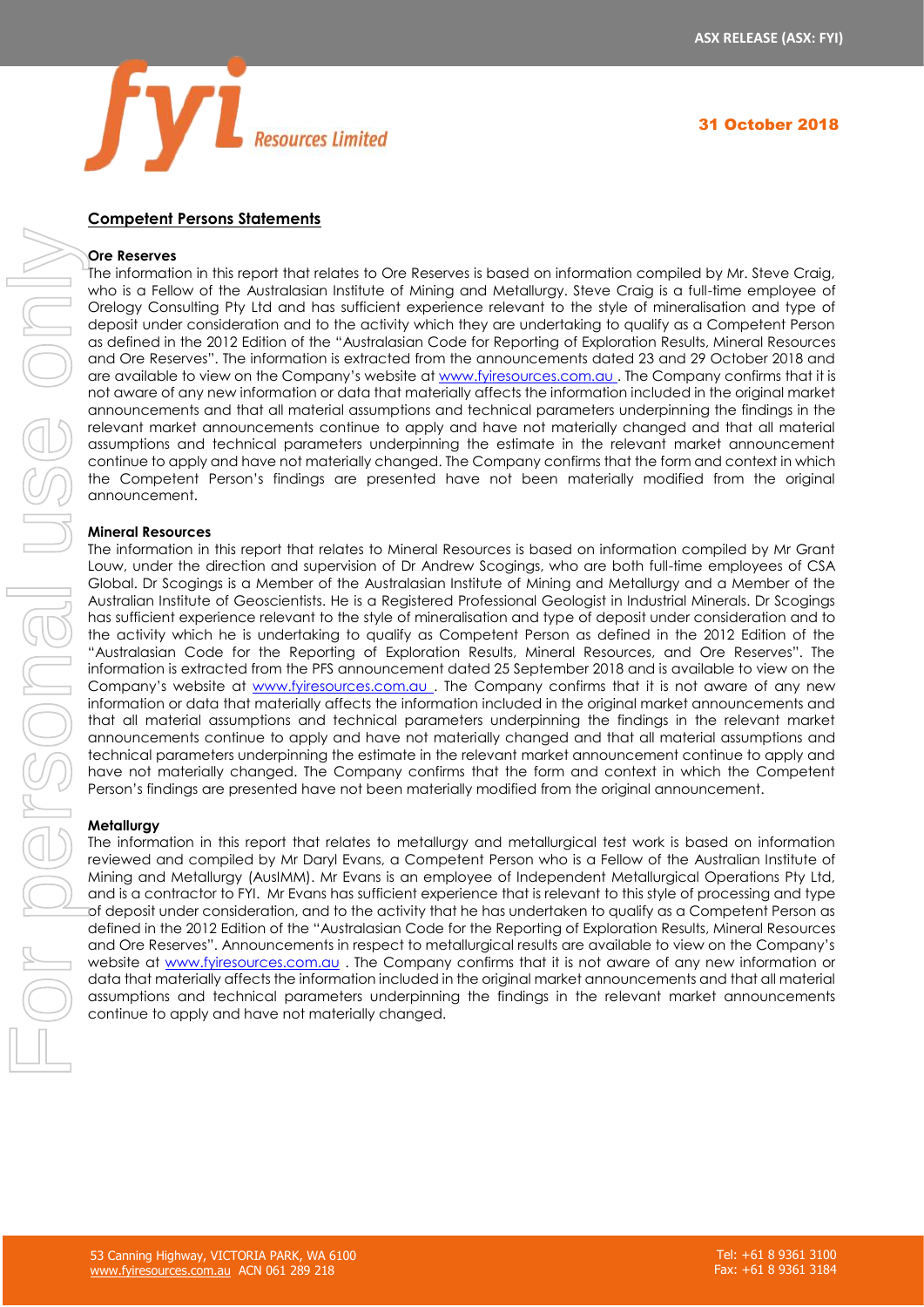## Competent Persons Statements

### Ore Reserves

The information in this report that relates to Ore Reserves is based on information compiled by Mr. Steve Craig, who is a Fellow of the Australasian Institute of Mining and Metallurgy. Steve Craig is a full-time employee of Orelogy Consulting Pty Ltd and has sufficient experience relevant to the style of mineralisation and type of deposit under consideration and to the activity which they are undertaking to qualify as a Competent Person as defined in the 2012 Edition of the "Australasian Code for Reporting of Exploration Results, Mineral Resources and Ore Reserves". The information is extracted from the announcements dated 23 and 29 October 2018 and are available to view on the Company's website at www.fyiresources.com.au . The Company confirms that it is not aware of any new information or data that materially affects the information included in the original market announcements and that all material assumptions and technical parameters underpinning the findings in the relevant market announcements continue to apply and have not materially changed and that all material assumptions and technical parameters underpinning the estimate in the relevant market announcement continue to apply and have not materially changed. The Company confirms that the form and context in which the Competent Person's findings are presented have not been materially modified from the original announcement.

### Mineral Resources

The information in this report that relates to Mineral Resources is based on information compiled by Mr Grant Louw, under the direction and supervision of Dr Andrew Scogings, who are both full-time employees of CSA Global. Dr Scogings is a Member of the Australasian Institute of Mining and Metallurgy and a Member of the Australian Institute of Geoscientists. He is a Registered Professional Geologist in Industrial Minerals. Dr Scogings has sufficient experience relevant to the style of mineralisation and type of deposit under consideration and to the activity which he is undertaking to qualify as Competent Person as defined in the 2012 Edition of the "Australasian Code for the Reporting of Exploration Results, Mineral Resources, and Ore Reserves". The information is extracted from the PFS announcement dated 25 September 2018 and is available to view on the Company's website at www.fyiresources.com.au . The Company confirms that it is not aware of any new information or data that materially affects the information included in the original market announcements and that all material assumptions and technical parameters underpinning the findings in the relevant market announcements continue to apply and have not materially changed and that all material assumptions and technical parameters underpinning the estimate in the relevant market announcement continue to apply and have not materially changed. The Company confirms that the form and context in which the Competent Person's findings are presented have not been materially modified from the original announcement.

### Metallurgy

The information in this report that relates to metallurgy and metallurgical test work is based on information reviewed and compiled by Mr Daryl Evans, a Competent Person who is a Fellow of the Australian Institute of Mining and Metallurgy (AusIMM). Mr Evans is an employee of Independent Metallurgical Operations Pty Ltd, and is a contractor to FYI. Mr Evans has sufficient experience that is relevant to this style of processing and type of deposit under consideration, and to the activity that he has undertaken to qualify as a Competent Person as defined in the 2012 Edition of the "Australasian Code for the Reporting of Exploration Results, Mineral Resources and Ore Reserves". Announcements in respect to metallurgical results are available to view on the Company's website at www.fyiresources.com.au . The Company confirms that it is not aware of any new information or data that materially affects the information included in the original market announcements and that all material assumptions and technical parameters underpinning the findings in the relevant market announcements continue to apply and have not materially changed.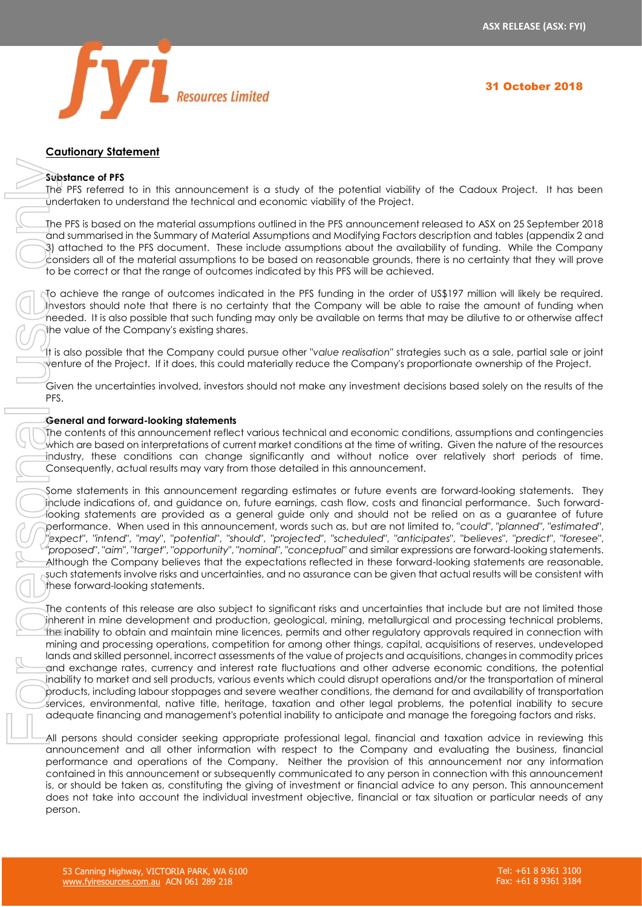## Cautionary Statement

**Substance of PFS**

The PFS referred to in this announcement is a study of the potential viability of the Cadoux Project. It has been undertaken to understand the technical and economic viability of the Project.

The PFS is based on the material assumptions outlined in the PFS announcement released to ASX on 25 September 2018 and summarised in the Summary of Material Assumptions and Modifying Factors description and tables (appendix 2 and 3) attached to the PFS document. These include assumptions about the availability of funding. While the Company considers all of the material assumptions to be based on reasonable grounds, there is no certainty that they will prove to be correct or that the range of outcomes indicated by this PFS will be achieved.

To achieve the range of outcomes indicated in the PFS funding in the order of US$197 million will likely be required. Investors should note that there is no certainty that the Company will be able to raise the amount of funding when needed. It is also possible that such funding may only be available on terms that may be dilutive to or otherwise affect the value of the Company's existing shares.

It is also possible that the Company could pursue other "*value realisation*" strategies such as a sale, partial sale or joint venture of the Project. If it does, this could materially reduce the Company's proportionate ownership of the Project.

Given the uncertainties involved, investors should not make any investment decisions based solely on the results of the PFS.

**General and forward-looking statements**

The contents of this announcement reflect various technical and economic conditions, assumptions and contingencies which are based on interpretations of current market conditions at the time of writing. Given the nature of the resources industry, these conditions can change significantly and without notice over relatively short periods of time. Consequently, actual results may vary from those detailed in this announcement.

Some statements in this announcement regarding estimates or future events are forward-looking statements. They include indications of, and guidance on, future earnings, cash flow, costs and financial performance. Such forward-looking statements are provided as a general guide only and should not be relied on as a guarantee of future performance. When used in this announcement, words such as, but are not limited to, "*could*", "*planned*", "*estimated*", "*expect*", "*intend*", "*may*", "*potential*", "*should*", "*projected*", "*scheduled*", "*anticipates*", "*believes*", "*predict*", "*foresee*", "*proposed*", "*aim*", "*target*", "*opportunity*", "*nominal*", "*conceptual*" and similar expressions are forward-looking statements. Although the Company believes that the expectations reflected in these forward-looking statements are reasonable, such statements involve risks and uncertainties, and no assurance can be given that actual results will be consistent with these forward-looking statements.

The contents of this release are also subject to significant risks and uncertainties that include but are not limited those inherent in mine development and production, geological, mining, metallurgical and processing technical problems, the inability to obtain and maintain mine licences, permits and other regulatory approvals required in connection with mining and processing operations, competition for among other things, capital, acquisitions of reserves, undeveloped lands and skilled personnel, incorrect assessments of the value of projects and acquisitions, changes in commodity prices and exchange rates, currency and interest rate fluctuations and other adverse economic conditions, the potential inability to market and sell products, various events which could disrupt operations and/or the transportation of mineral products, including labour stoppages and severe weather conditions, the demand for and availability of transportation services, environmental, native title, heritage, taxation and other legal problems, the potential inability to secure adequate financing and management's potential inability to anticipate and manage the foregoing factors and risks.

All persons should consider seeking appropriate professional legal, financial and taxation advice in reviewing this announcement and all other information with respect to the Company and evaluating the business, financial performance and operations of the Company. Neither the provision of this announcement nor any information contained in this announcement or subsequently communicated to any person in connection with this announcement is, or should be taken as, constituting the giving of investment or financial advice to any person. This announcement does not take into account the individual investment objective, financial or tax situation or particular needs of any person.